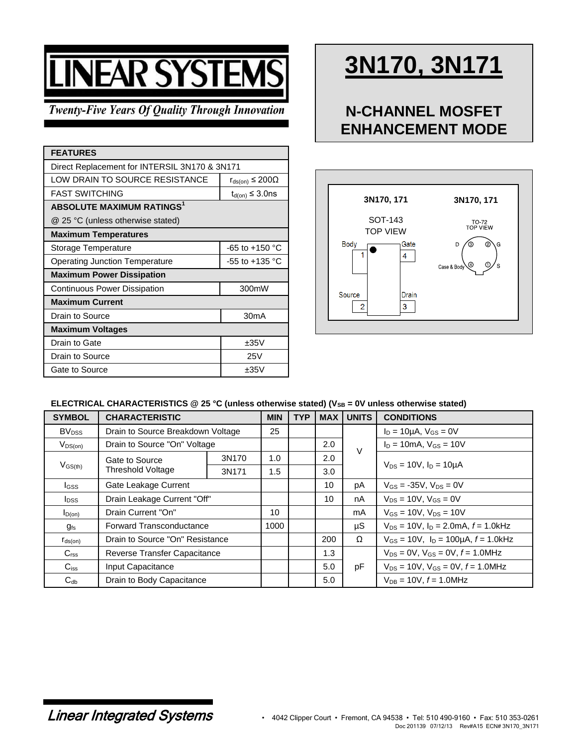# LINEAR SYSTEMS

*Twenty-Five Years Of Quality Through Innovation*

# 3N170, 3N171

## N-CHANNEL MOSFET ENHANCEMENT MODE

| FEATURES | |
|---|---|
| Direct Replacement for INTERSIL 3N170 & 3N171 | |
| LOW DRAIN TO SOURCE RESISTANCE | $r_{ds(on)} \leq 200\Omega$ |
| FAST SWITCHING | $t_{d(on)} \leq 3.0$ns |
| **ABSOLUTE MAXIMUM RATINGS**[1] | |
| @ 25 °C (unless otherwise stated) | |
| **Maximum Temperatures** | |
| Storage Temperature | -65 to +150 °C |
| Operating Junction Temperature | -55 to +135 °C |
| **Maximum Power Dissipation** | |
| Continuous Power Dissipation | 300mW |
| **Maximum Current** | |
| Drain to Source | 30mA |
| **Maximum Voltages** | |
| Drain to Gate | ±35V |
| Drain to Source | 25V |
| Gate to Source | ±35V |

3N170, 171 — SOT-143 TOP VIEW: Body 1, Source 2, Drain 3, Gate 4

3N170, 171 — TO-72 TOP VIEW: S 1, G 2, D 3, Case & Body 4

### ELECTRICAL CHARACTERISTICS @ 25 °C (unless otherwise stated) ($V_{SB}$ = 0V unless otherwise stated)

| SYMBOL | CHARACTERISTIC | | MIN | TYP | MAX | UNITS | CONDITIONS |
|---|---|---|---|---|---|---|---|
| $BV_{DSS}$ | Drain to Source Breakdown Voltage | | 25 | | | V | $I_D$ = 10µA, $V_{GS}$ = 0V |
| $V_{DS(on)}$ | Drain to Source "On" Voltage | | | | 2.0 | V | $I_D$ = 10mA, $V_{GS}$ = 10V |
| $V_{GS(th)}$ | Gate to Source Threshold Voltage | 3N170 | 1.0 | | 2.0 | V | $V_{DS}$ = 10V, $I_D$ = 10µA |
| | | 3N171 | 1.5 | | 3.0 | V | $V_{DS}$ = 10V, $I_D$ = 10µA |
| $I_{GSS}$ | Gate Leakage Current | | | | 10 | pA | $V_{GS}$ = -35V, $V_{DS}$ = 0V |
| $I_{DSS}$ | Drain Leakage Current "Off" | | | | 10 | nA | $V_{DS}$ = 10V, $V_{GS}$ = 0V |
| $I_{D(on)}$ | Drain Current "On" | | 10 | | | mA | $V_{GS}$ = 10V, $V_{DS}$ = 10V |
| $g_{fs}$ | Forward Transconductance | | 1000 | | | µS | $V_{DS}$ = 10V, $I_D$ = 2.0mA, $f$ = 1.0kHz |
| $r_{ds(on)}$ | Drain to Source "On" Resistance | | | | 200 | Ω | $V_{GS}$ = 10V, $I_D$ = 100µA, $f$ = 1.0kHz |
| $C_{rss}$ | Reverse Transfer Capacitance | | | | 1.3 | pF | $V_{DS}$ = 0V, $V_{GS}$ = 0V, $f$ = 1.0MHz |
| $C_{iss}$ | Input Capacitance | | | | 5.0 | pF | $V_{DS}$ = 10V, $V_{GS}$ = 0V, $f$ = 1.0MHz |
| $C_{db}$ | Drain to Body Capacitance | | | | 5.0 | pF | $V_{DB}$ = 10V, $f$ = 1.0MHz |

*Linear Integrated Systems* • 4042 Clipper Court • Fremont, CA 94538 • Tel: 510 490-9160 • Fax: 510 353-0261

Doc 201139 07/12/13 Rev#A15 ECN# 3N170_3N171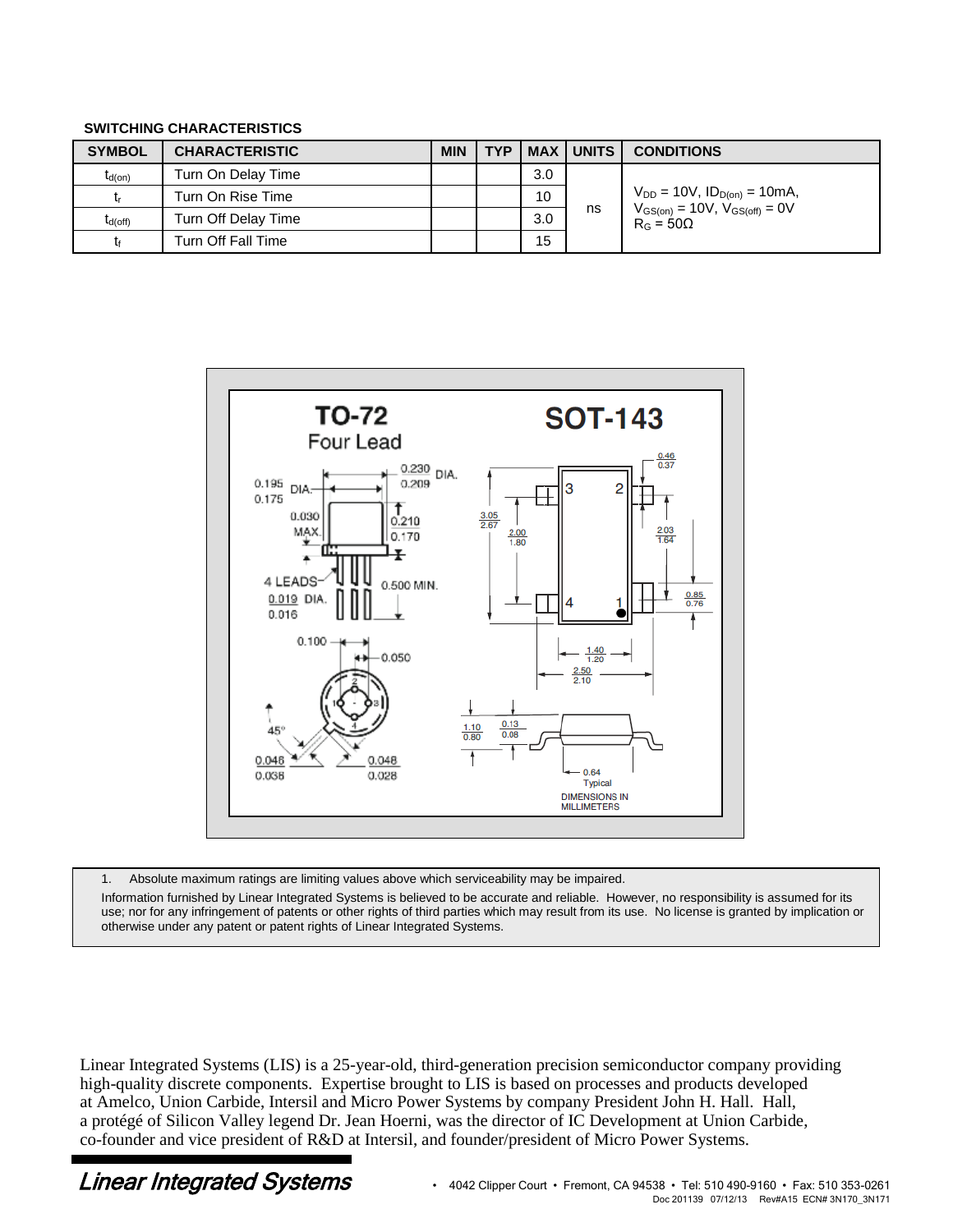**SWITCHING CHARACTERISTICS**

| SYMBOL | CHARACTERISTIC | MIN | TYP | MAX | UNITS | CONDITIONS |
|---|---|---|---|---|---|---|
| $t_{d(on)}$ | Turn On Delay Time | | | 3.0 | ns | $V_{DD}$ = 10V, $ID_{D(on)}$ = 10mA, $V_{GS(on)}$ = 10V, $V_{GS(off)}$ = 0V $R_G$ = 50Ω |
| $t_r$ | Turn On Rise Time | | | 10 | | |
| $t_{d(off)}$ | Turn Off Delay Time | | | 3.0 | | |
| $t_f$ | Turn Off Fall Time | | | 15 | | |

TO-72
Four Lead

0.230 / 0.209 DIA.
0.195 / 0.175 DIA.
0.030 MAX.
0.210 / 0.170
4 LEADS
0.019 / 0.016 DIA.
0.500 MIN.
0.100
0.050
45°
0.048 / 0.038
0.048 / 0.028

SOT-143

0.46 / 0.37
3.05 / 2.67
2.00 / 1.80
2.03 / 1.64
0.85 / 0.76
1.40 / 1.20
2.50 / 2.10
1.10 / 0.80
0.13 / 0.08
0.64 Typical
DIMENSIONS IN MILLIMETERS

1. Absolute maximum ratings are limiting values above which serviceability may be impaired.

Information furnished by Linear Integrated Systems is believed to be accurate and reliable. However, no responsibility is assumed for its use; nor for any infringement of patents or other rights of third parties which may result from its use. No license is granted by implication or otherwise under any patent or patent rights of Linear Integrated Systems.

Linear Integrated Systems (LIS) is a 25-year-old, third-generation precision semiconductor company providing high-quality discrete components. Expertise brought to LIS is based on processes and products developed at Amelco, Union Carbide, Intersil and Micro Power Systems by company President John H. Hall. Hall, a protégé of Silicon Valley legend Dr. Jean Hoerni, was the director of IC Development at Union Carbide, co-founder and vice president of R&D at Intersil, and founder/president of Micro Power Systems.

*Linear Integrated Systems* • 4042 Clipper Court • Fremont, CA 94538 • Tel: 510 490-9160 • Fax: 510 353-0261

Doc 201139 07/12/13 Rev#A15 ECN# 3N170_3N171